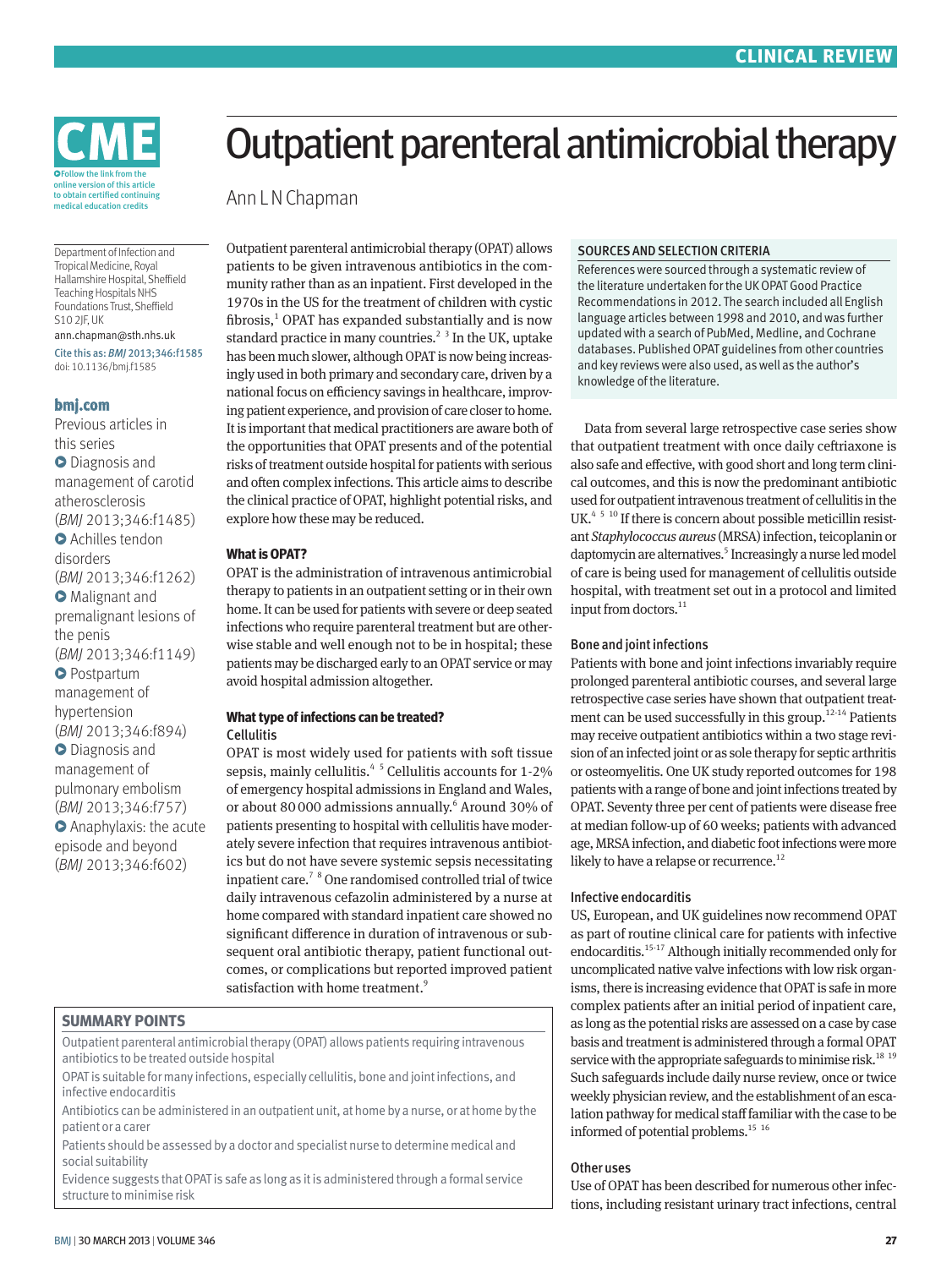CLINICAL REVIEW

CME
Follow the link from the online version of this article to obtain certified continuing medical education credits

# Outpatient parenteral antimicrobial therapy

Ann L N Chapman

Department of Infection and Tropical Medicine, Royal Hallamshire Hospital, Sheffield Teaching Hospitals NHS Foundation Trust, Sheffield S10 2JF, UK

ann.chapman@sth.nhs.uk

Cite this as: *BMJ* 2013;346:f1585
doi: 10.1136/bmj.f1585

**bmj.com**
Previous articles in this series
- Diagnosis and management of carotid atherosclerosis (*BMJ* 2013;346:f1485)
- Achilles tendon disorders (*BMJ* 2013;346:f1262)
- Malignant and premalignant lesions of the penis (*BMJ* 2013;346:f1149)
- Postpartum management of hypertension (*BMJ* 2013;346:f894)
- Diagnosis and management of pulmonary embolism (*BMJ* 2013;346:f757)
- Anaphylaxis: the acute episode and beyond (*BMJ* 2013;346:f602)

Outpatient parenteral antimicrobial therapy (OPAT) allows patients to be given intravenous antibiotics in the community rather than as an inpatient. First developed in the 1970s in the US for the treatment of children with cystic fibrosis,[1] OPAT has expanded substantially and is now standard practice in many countries.[2 3] In the UK, uptake has been much slower, although OPAT is now being increasingly used in both primary and secondary care, driven by a national focus on efficiency savings in healthcare, improving patient experience, and provision of care closer to home. It is important that medical practitioners are aware both of the opportunities that OPAT presents and of the potential risks of treatment outside hospital for patients with serious and often complex infections. This article aims to describe the clinical practice of OPAT, highlight potential risks, and explore how these may be reduced.

**What is OPAT?**

OPAT is the administration of intravenous antimicrobial therapy to patients in an outpatient setting or in their own home. It can be used for patients with severe or deep seated infections who require parenteral treatment but are otherwise stable and well enough not to be in hospital; these patients may be discharged early to an OPAT service or may avoid hospital admission altogether.

**What type of infections can be treated?**

### Cellulitis

OPAT is most widely used for patients with soft tissue sepsis, mainly cellulitis.[4 5] Cellulitis accounts for 1-2% of emergency hospital admissions in England and Wales, or about 80 000 admissions annually.[6] Around 30% of patients presenting to hospital with cellulitis have moderately severe infection that requires intravenous antibiotics but do not have severe systemic sepsis necessitating inpatient care.[7 8] One randomised controlled trial of twice daily intravenous cefazolin administered by a nurse at home compared with standard inpatient care showed no significant difference in duration of intravenous or subsequent oral antibiotic therapy, patient functional outcomes, or complications but reported improved patient satisfaction with home treatment.[9]

**SUMMARY POINTS**

Outpatient parenteral antimicrobial therapy (OPAT) allows patients requiring intravenous antibiotics to be treated outside hospital

OPAT is suitable for many infections, especially cellulitis, bone and joint infections, and infective endocarditis

Antibiotics can be administered in an outpatient unit, at home by a nurse, or at home by the patient or a carer

Patients should be assessed by a doctor and specialist nurse to determine medical and social suitability

Evidence suggests that OPAT is safe as long as it is administered through a formal service structure to minimise risk

**SOURCES AND SELECTION CRITERIA**

References were sourced through a systematic review of the literature undertaken for the UK OPAT Good Practice Recommendations in 2012. The search included all English language articles between 1998 and 2010, and was further updated with a search of PubMed, Medline, and Cochrane databases. Published OPAT guidelines from other countries and key reviews were also used, as well as the author's knowledge of the literature.

Data from several large retrospective case series show that outpatient treatment with once daily ceftriaxone is also safe and effective, with good short and long term clinical outcomes, and this is now the predominant antibiotic used for outpatient intravenous treatment of cellulitis in the UK.[4 5 10] If there is concern about possible meticillin resistant *Staphylococcus aureus* (MRSA) infection, teicoplanin or daptomycin are alternatives.[5] Increasingly a nurse led model of care is being used for management of cellulitis outside hospital, with treatment set out in a protocol and limited input from doctors.[11]

### Bone and joint infections

Patients with bone and joint infections invariably require prolonged parenteral antibiotic courses, and several large retrospective case series have shown that outpatient treatment can be used successfully in this group.[12-14] Patients may receive outpatient antibiotics within a two stage revision of an infected joint or as sole therapy for septic arthritis or osteomyelitis. One UK study reported outcomes for 198 patients with a range of bone and joint infections treated by OPAT. Seventy three per cent of patients were disease free at median follow-up of 60 weeks; patients with advanced age, MRSA infection, and diabetic foot infections were more likely to have a relapse or recurrence.[12]

### Infective endocarditis

US, European, and UK guidelines now recommend OPAT as part of routine clinical care for patients with infective endocarditis.[15-17] Although initially recommended only for uncomplicated native valve infections with low risk organisms, there is increasing evidence that OPAT is safe in more complex patients after an initial period of inpatient care, as long as the potential risks are assessed on a case by case basis and treatment is administered through a formal OPAT service with the appropriate safeguards to minimise risk.[18 19] Such safeguards include daily nurse review, once or twice weekly physician review, and the establishment of an escalation pathway for medical staff familiar with the case to be informed of potential problems.[15 16]

### Other uses

Use of OPAT has been described for numerous other infections, including resistant urinary tract infections, central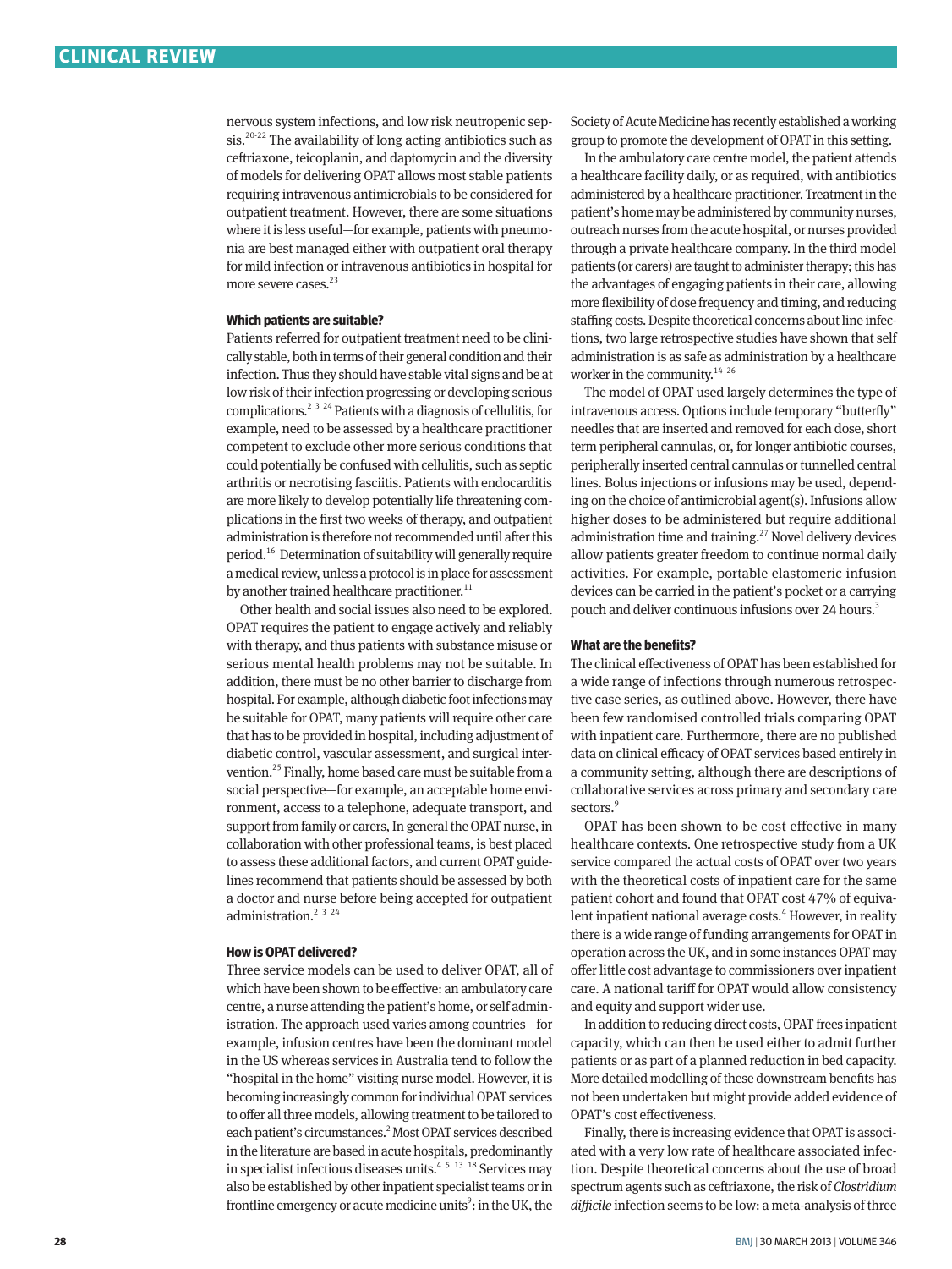nervous system infections, and low risk neutropenic sepsis.[20-22] The availability of long acting antibiotics such as ceftriaxone, teicoplanin, and daptomycin and the diversity of models for delivering OPAT allows most stable patients requiring intravenous antimicrobials to be considered for outpatient treatment. However, there are some situations where it is less useful—for example, patients with pneumonia are best managed either with outpatient oral therapy for mild infection or intravenous antibiotics in hospital for more severe cases.[23]

### Which patients are suitable?

Patients referred for outpatient treatment need to be clinically stable, both in terms of their general condition and their infection. Thus they should have stable vital signs and be at low risk of their infection progressing or developing serious complications.[2 3 24] Patients with a diagnosis of cellulitis, for example, need to be assessed by a healthcare practitioner competent to exclude other more serious conditions that could potentially be confused with cellulitis, such as septic arthritis or necrotising fasciitis. Patients with endocarditis are more likely to develop potentially life threatening complications in the first two weeks of therapy, and outpatient administration is therefore not recommended until after this period.[16] Determination of suitability will generally require a medical review, unless a protocol is in place for assessment by another trained healthcare practitioner.[11]

Other health and social issues also need to be explored. OPAT requires the patient to engage actively and reliably with therapy, and thus patients with substance misuse or serious mental health problems may not be suitable. In addition, there must be no other barrier to discharge from hospital. For example, although diabetic foot infections may be suitable for OPAT, many patients will require other care that has to be provided in hospital, including adjustment of diabetic control, vascular assessment, and surgical intervention.[25] Finally, home based care must be suitable from a social perspective—for example, an acceptable home environment, access to a telephone, adequate transport, and support from family or carers, In general the OPAT nurse, in collaboration with other professional teams, is best placed to assess these additional factors, and current OPAT guidelines recommend that patients should be assessed by both a doctor and nurse before being accepted for outpatient administration.[2 3 24]

### How is OPAT delivered?

Three service models can be used to deliver OPAT, all of which have been shown to be effective: an ambulatory care centre, a nurse attending the patient's home, or self administration. The approach used varies among countries—for example, infusion centres have been the dominant model in the US whereas services in Australia tend to follow the "hospital in the home" visiting nurse model. However, it is becoming increasingly common for individual OPAT services to offer all three models, allowing treatment to be tailored to each patient's circumstances.[2] Most OPAT services described in the literature are based in acute hospitals, predominantly in specialist infectious diseases units.[4 5 13 18] Services may also be established by other inpatient specialist teams or in frontline emergency or acute medicine units[9]: in the UK, the Society of Acute Medicine has recently established a working group to promote the development of OPAT in this setting.

In the ambulatory care centre model, the patient attends a healthcare facility daily, or as required, with antibiotics administered by a healthcare practitioner. Treatment in the patient's home may be administered by community nurses, outreach nurses from the acute hospital, or nurses provided through a private healthcare company. In the third model patients (or carers) are taught to administer therapy; this has the advantages of engaging patients in their care, allowing more flexibility of dose frequency and timing, and reducing staffing costs. Despite theoretical concerns about line infections, two large retrospective studies have shown that self administration is as safe as administration by a healthcare worker in the community.[14 26]

The model of OPAT used largely determines the type of intravenous access. Options include temporary "butterfly" needles that are inserted and removed for each dose, short term peripheral cannulas, or, for longer antibiotic courses, peripherally inserted central cannulas or tunnelled central lines. Bolus injections or infusions may be used, depending on the choice of antimicrobial agent(s). Infusions allow higher doses to be administered but require additional administration time and training.[27] Novel delivery devices allow patients greater freedom to continue normal daily activities. For example, portable elastomeric infusion devices can be carried in the patient's pocket or a carrying pouch and deliver continuous infusions over 24 hours.[3]

### What are the benefits?

The clinical effectiveness of OPAT has been established for a wide range of infections through numerous retrospective case series, as outlined above. However, there have been few randomised controlled trials comparing OPAT with inpatient care. Furthermore, there are no published data on clinical efficacy of OPAT services based entirely in a community setting, although there are descriptions of collaborative services across primary and secondary care sectors.[9]

OPAT has been shown to be cost effective in many healthcare contexts. One retrospective study from a UK service compared the actual costs of OPAT over two years with the theoretical costs of inpatient care for the same patient cohort and found that OPAT cost 47% of equivalent inpatient national average costs.[4] However, in reality there is a wide range of funding arrangements for OPAT in operation across the UK, and in some instances OPAT may offer little cost advantage to commissioners over inpatient care. A national tariff for OPAT would allow consistency and equity and support wider use.

In addition to reducing direct costs, OPAT frees inpatient capacity, which can then be used either to admit further patients or as part of a planned reduction in bed capacity. More detailed modelling of these downstream benefits has not been undertaken but might provide added evidence of OPAT's cost effectiveness.

Finally, there is increasing evidence that OPAT is associated with a very low rate of healthcare associated infection. Despite theoretical concerns about the use of broad spectrum agents such as ceftriaxone, the risk of *Clostridium difficile* infection seems to be low: a meta-analysis of three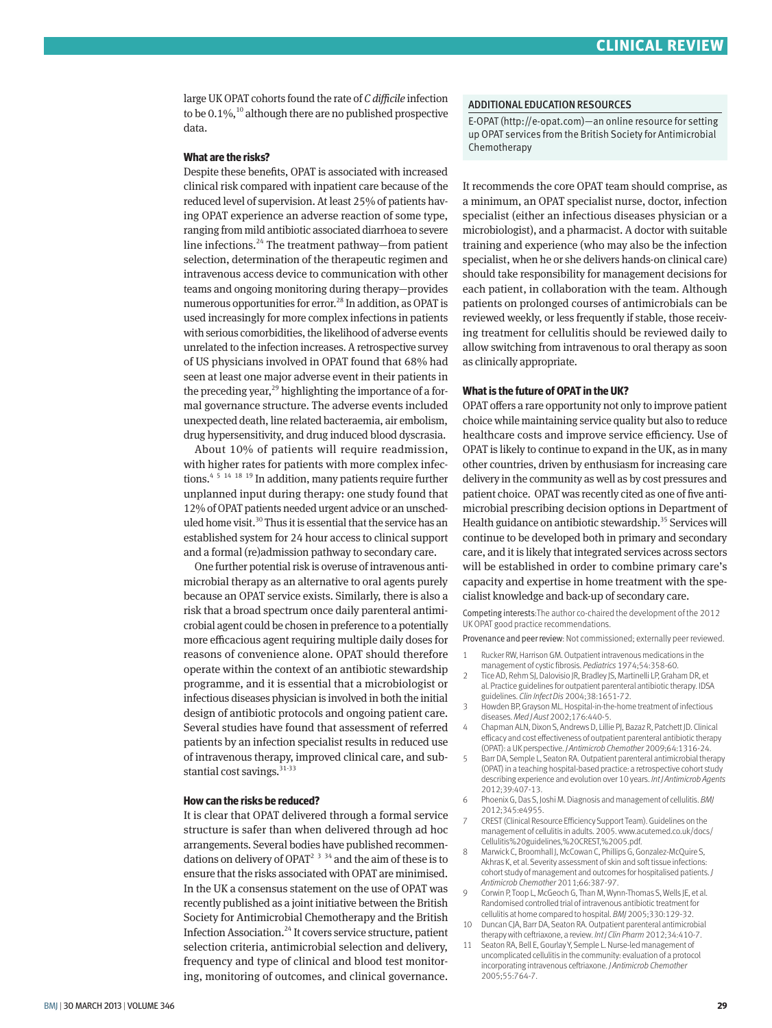large UK OPAT cohorts found the rate of *C difficile* infection to be 0.1%,[10] although there are no published prospective data.

### What are the risks?

Despite these benefits, OPAT is associated with increased clinical risk compared with inpatient care because of the reduced level of supervision. At least 25% of patients having OPAT experience an adverse reaction of some type, ranging from mild antibiotic associated diarrhoea to severe line infections.[24] The treatment pathway—from patient selection, determination of the therapeutic regimen and intravenous access device to communication with other teams and ongoing monitoring during therapy—provides numerous opportunities for error.[28] In addition, as OPAT is used increasingly for more complex infections in patients with serious comorbidities, the likelihood of adverse events unrelated to the infection increases. A retrospective survey of US physicians involved in OPAT found that 68% had seen at least one major adverse event in their patients in the preceding year,[29] highlighting the importance of a formal governance structure. The adverse events included unexpected death, line related bacteraemia, air embolism, drug hypersensitivity, and drug induced blood dyscrasia.

About 10% of patients will require readmission, with higher rates for patients with more complex infections.[4 5 14 18 19] In addition, many patients require further unplanned input during therapy: one study found that 12% of OPAT patients needed urgent advice or an unscheduled home visit.[30] Thus it is essential that the service has an established system for 24 hour access to clinical support and a formal (re)admission pathway to secondary care.

One further potential risk is overuse of intravenous antimicrobial therapy as an alternative to oral agents purely because an OPAT service exists. Similarly, there is also a risk that a broad spectrum once daily parenteral antimicrobial agent could be chosen in preference to a potentially more efficacious agent requiring multiple daily doses for reasons of convenience alone. OPAT should therefore operate within the context of an antibiotic stewardship programme, and it is essential that a microbiologist or infectious diseases physician is involved in both the initial design of antibiotic protocols and ongoing patient care. Several studies have found that assessment of referred patients by an infection specialist results in reduced use of intravenous therapy, improved clinical care, and substantial cost savings.[31-33]

### How can the risks be reduced?

It is clear that OPAT delivered through a formal service structure is safer than when delivered through ad hoc arrangements. Several bodies have published recommendations on delivery of OPAT[2 3 34] and the aim of these is to ensure that the risks associated with OPAT are minimised. In the UK a consensus statement on the use of OPAT was recently published as a joint initiative between the British Society for Antimicrobial Chemotherapy and the British Infection Association.[24] It covers service structure, patient selection criteria, antimicrobial selection and delivery, frequency and type of clinical and blood test monitoring, monitoring of outcomes, and clinical governance.

> **ADDITIONAL EDUCATION RESOURCES**
>
> E-OPAT (http://e-opat.com)—an online resource for setting up OPAT services from the British Society for Antimicrobial Chemotherapy

It recommends the core OPAT team should comprise, as a minimum, an OPAT specialist nurse, doctor, infection specialist (either an infectious diseases physician or a microbiologist), and a pharmacist. A doctor with suitable training and experience (who may also be the infection specialist, when he or she delivers hands-on clinical care) should take responsibility for management decisions for each patient, in collaboration with the team. Although patients on prolonged courses of antimicrobials can be reviewed weekly, or less frequently if stable, those receiving treatment for cellulitis should be reviewed daily to allow switching from intravenous to oral therapy as soon as clinically appropriate.

### What is the future of OPAT in the UK?

OPAT offers a rare opportunity not only to improve patient choice while maintaining service quality but also to reduce healthcare costs and improve service efficiency. Use of OPAT is likely to continue to expand in the UK, as in many other countries, driven by enthusiasm for increasing care delivery in the community as well as by cost pressures and patient choice. OPAT was recently cited as one of five antimicrobial prescribing decision options in Department of Health guidance on antibiotic stewardship.[35] Services will continue to be developed both in primary and secondary care, and it is likely that integrated services across sectors will be established in order to combine primary care's capacity and expertise in home treatment with the specialist knowledge and back-up of secondary care.

Competing interests: The author co-chaired the development of the 2012 UK OPAT good practice recommendations.

Provenance and peer review: Not commissioned; externally peer reviewed.

1. Rucker RW, Harrison GM. Outpatient intravenous medications in the management of cystic fibrosis. *Pediatrics* 1974;54:358-60.
2. Tice AD, Rehm SJ, Dalovisio JR, Bradley JS, Martinelli LP, Graham DR, et al. Practice guidelines for outpatient parenteral antibiotic therapy. IDSA guidelines. *Clin Infect Dis* 2004;38:1651-72.
3. Howden BP, Grayson ML. Hospital-in-the-home treatment of infectious diseases. *Med J Aust* 2002;176:440-5.
4. Chapman ALN, Dixon S, Andrews D, Lillie PJ, Bazaz R, Patchett JD. Clinical efficacy and cost effectiveness of outpatient parenteral antibiotic therapy (OPAT): a UK perspective. *J Antimicrob Chemother* 2009;64:1316-24.
5. Barr DA, Semple L, Seaton RA. Outpatient parenteral antimicrobial therapy (OPAT) in a teaching hospital-based practice: a retrospective cohort study describing experience and evolution over 10 years. *Int J Antimicrob Agents* 2012;39:407-13.
6. Phoenix G, Das S, Joshi M. Diagnosis and management of cellulitis. *BMJ* 2012;345:e4955.
7. CREST (Clinical Resource Efficiency Support Team). Guidelines on the management of cellulitis in adults. 2005. www.acutemed.co.uk/docs/Cellulitis%20guidelines,%20CREST,%2005.pdf.
8. Marwick C, Broomhall J, McCowan C, Phillips G, Gonzalez-McQuire S, Akhras K, et al. Severity assessment of skin and soft tissue infections: cohort study of management and outcomes for hospitalised patients. *J Antimicrob Chemother* 2011;66:387-97.
9. Corwin P, Toop L, McGeoch G, Than M, Wynn-Thomas S, Wells JE, et al. Randomised controlled trial of intravenous antibiotic treatment for cellulitis at home compared to hospital. *BMJ* 2005;330:129-32.
10. Duncan CJA, Barr DA, Seaton RA. Outpatient parenteral antimicrobial therapy with ceftriaxone, a review. *Int J Clin Pharm* 2012;34:410-7.
11. Seaton RA, Bell E, Gourlay Y, Semple L. Nurse-led management of uncomplicated cellulitis in the community: evaluation of a protocol incorporating intravenous ceftriaxone. *J Antimicrob Chemother* 2005;55:764-7.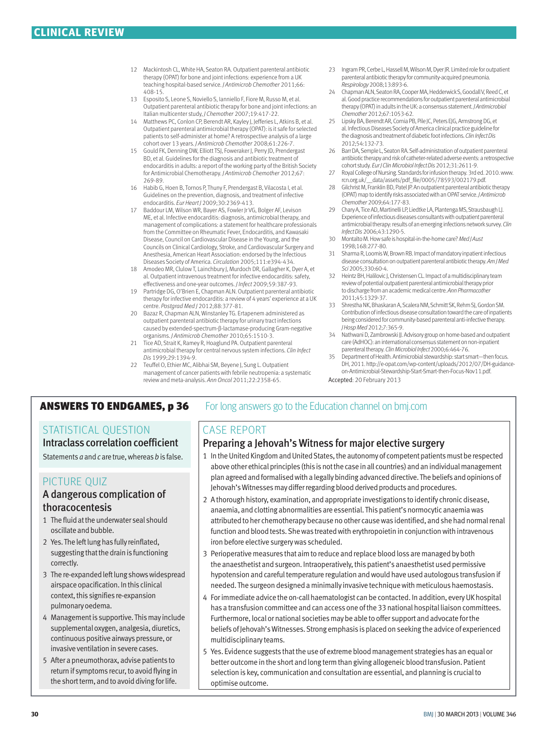12 Mackintosh CL, White HA, Seaton RA. Outpatient parenteral antibiotic therapy (OPAT) for bone and joint infections: experience from a UK teaching hospital-based service. *J Antimicrob Chemother* 2011;66:408-15.

13 Esposito S, Leone S, Noviello S, Ianniello F, Fiore M, Russo M, et al. Outpatient parenteral antibiotic therapy for bone and joint infections: an Italian multicenter study. *J Chemother* 2007;19:417-22.

14 Matthews PC, Conlon CP, Berendt AR, Kayley J, Jefferies L, Atkins B, et al. Outpatient parenteral antimicrobial therapy (OPAT): is it safe for selected patients to self-administer at home? A retrospective analysis of a large cohort over 13 years. *J Antimicrob Chemother* 2008;61:226-7.

15 Gould FK, Denning DW, Elliott TSJ, Foweraker J, Perry JD, Prendergast BD, et al. Guidelines for the diagnosis and antibiotic treatment of endocarditis in adults: a report of the working party of the British Society for Antimicrobial Chemotherapy. *J Antimicrob Chemother* 2012;67:269-89.

16 Habib G, Hoen B, Tornos P, Thuny F, Prendergast B, Vilacosta I, et al. Guidelines on the prevention, diagnosis, and treatment of infective endocarditis. *Eur Heart J* 2009;30:2369-413.

17 Baddour LM, Wilson WR, Bayer AS, Fowler Jr VG, Bolger AF, Levison ME, et al. Infective endocarditis: diagnosis, antimicrobial therapy, and management of complications: a statement for healthcare professionals from the Committee on Rheumatic Fever, Endocarditis, and Kawasaki Disease, Council on Cardiovascular Disease in the Young, and the Councils on Clinical Cardiology, Stroke, and Cardiovascular Surgery and Anesthesia, American Heart Association: endorsed by the Infectious Diseases Society of America. *Circulation* 2005;111:e394-434.

18 Amodeo MR, Clulow T, Lainchbury J, Murdoch DR, Gallagher K, Dyer A, et al. Outpatient intravenous treatment for infective endocarditis: safety, effectiveness and one-year outcomes. *J Infect* 2009;59:387-93.

19 Partridge DG, O'Brien E, Chapman ALN. Outpatient parenteral antibiotic therapy for infective endocarditis: a review of 4 years' experience at a UK centre. *Postgrad Med J* 2012;88:377-81.

20 Bazaz R, Chapman ALN, Winstanley TG. Ertapenem administered as outpatient parenteral antibiotic therapy for urinary tract infections caused by extended-spectrum-β-lactamase-producing Gram-negative organisms. *J Antimicrob Chemother* 2010;65:1510-3.

21 Tice AD, Strait K, Ramey R, Hoaglund PA. Outpatient parenteral antimicrobial therapy for central nervous system infections. *Clin Infect Dis* 1999;29:1394-9.

22 Teuffel O, Ethier MC, Alibhai SM, Beyene J, Sung L. Outpatient management of cancer patients with febrile neutropenia: a systematic review and meta-analysis. *Ann Oncol* 2011;22:2358-65.

23 Ingram PR, Cerbe L, Hassell M, Wilson M, Dyer JR. Limited role for outpatient parenteral antibiotic therapy for community-acquired pneumonia. *Respirology* 2008;13:893-6.

24 Chapman ALN, Seaton RA, Cooper MA, Hedderwick S, Goodall V, Reed C, et al. Good practice recommendations for outpatient parenteral antimicrobial therapy (OPAT) in adults in the UK: a consensus statement. *J Antimicrobial Chemother* 2012;67:1053-62.

25 Lipsky BA, Berendt AR, Cornia PB, Pile JC, Peters EJG, Armstrong DG, et al. Infectious Diseases Society of America clinical practice guideline for the diagnosis and treatment of diabetic foot infections. *Clin Infect Dis* 2012;54:132-73.

26 Barr DA, Semple L, Seaton RA. Self-administration of outpatient parenteral antibiotic therapy and risk of catheter-related adverse events: a retrospective cohort study. *Eur J Clin Microbiol Infect Dis* 2012;31:2611-9.

27 Royal College of Nursing. Standards for infusion therapy. 3rd ed. 2010. www.rcn.org.uk/__data/assets/pdf_file/0005/78593/002179.pdf.

28 Gilchrist M, Franklin BD, Patel JP. An outpatient parenteral antibiotic therapy (OPAT) map to identify risks associated with an OPAT service. *J Antimicrob Chemother* 2009;64:177-83.

29 Chary A, Tice AD, Martinelli LP, Liedtke LA, Plantenga MS, Strausbaugh LJ. Experience of infectious diseases consultants with outpatient parenteral antimicrobial therapy: results of an emerging infections network survey. *Clin Infect Dis* 2006;43:1290-5.

30 Montalto M. How safe is hospital-in-the-home care? *Med J Aust* 1998;168:277-80.

31 Sharma R, Loomis W, Brown RB. Impact of mandatory inpatient infectious disease consultation on outpatient parenteral antibiotic therapy. *Am J Med Sci* 2005;330:60-4.

32 Heintz BH, Halilovic J, Christensen CL. Impact of a multidisciplinary team review of potential outpatient parenteral antimicrobial therapy prior to discharge from an academic medical centre. *Ann Pharmacother* 2011;45:1329-37.

33 Shrestha NK, Bhaskaran A, Scalera NM, Schmitt SK, Rehm SJ, Gordon SM. Contribution of infectious disease consultation toward the care of inpatients being considered for community-based parenteral anti-infective therapy. *J Hosp Med* 2012;7:365-9.

34 Nathwani D, Zambrowski JJ. Advisory group on home-based and outpatient care (AdHOC): an international consensus statement on non-inpatient parenteral therapy. *Clin Microbiol Infect* 2000;6:464-76.

35 Department of Health. Antimicrobial stewardship: start smart—then focus. DH, 2011. http://e-opat.com/wp-content/uploads/2012/07/DH-guidance-on-Antimicrobial-Stewardship-Start-Smart-then-Focus-Nov11.pdf.

Accepted: 20 February 2013

# ANSWERS TO ENDGAMES, p 36

For long answers go to the Education channel on bmj.com

## STATISTICAL QUESTION

### Intraclass correlation coefficient

Statements *a* and *c* are true, whereas *b* is false.

## PICTURE QUIZ

### A dangerous complication of thoracocentesis

1. The fluid at the underwater seal should oscillate and bubble.
2. Yes. The left lung has fully reinflated, suggesting that the drain is functioning correctly.
3. The re-expanded left lung shows widespread airspace opacification. In this clinical context, this signifies re-expansion pulmonary oedema.
4. Management is supportive. This may include supplemental oxygen, analgesia, diuretics, continuous positive airways pressure, or invasive ventilation in severe cases.
5. After a pneumothorax, advise patients to return if symptoms recur, to avoid flying in the short term, and to avoid diving for life.

## CASE REPORT

### Preparing a Jehovah's Witness for major elective surgery

1. In the United Kingdom and United States, the autonomy of competent patients must be respected above other ethical principles (this is not the case in all countries) and an individual management plan agreed and formalised with a legally binding advanced directive. The beliefs and opinions of Jehovah's Witnesses may differ regarding blood derived products and procedures.
2. A thorough history, examination, and appropriate investigations to identify chronic disease, anaemia, and clotting abnormalities are essential. This patient's normocytic anaemia was attributed to her chemotherapy because no other cause was identified, and she had normal renal function and blood tests. She was treated with erythropoietin in conjunction with intravenous iron before elective surgery was scheduled.
3. Perioperative measures that aim to reduce and replace blood loss are managed by both the anaesthetist and surgeon. Intraoperatively, this patient's anaesthetist used permissive hypotension and careful temperature regulation and would have used autologous transfusion if needed. The surgeon designed a minimally invasive technique with meticulous haemostasis.
4. For immediate advice the on-call haematologist can be contacted. In addition, every UK hospital has a transfusion committee and can access one of the 33 national hospital liaison committees. Furthermore, local or national societies may be able to offer support and advocate for the beliefs of Jehovah's Witnesses. Strong emphasis is placed on seeking the advice of experienced multidisciplinary teams.
5. Yes. Evidence suggests that the use of extreme blood management strategies has an equal or better outcome in the short and long term than giving allogeneic blood transfusion. Patient selection is key, communication and consultation are essential, and planning is crucial to optimise outcome.